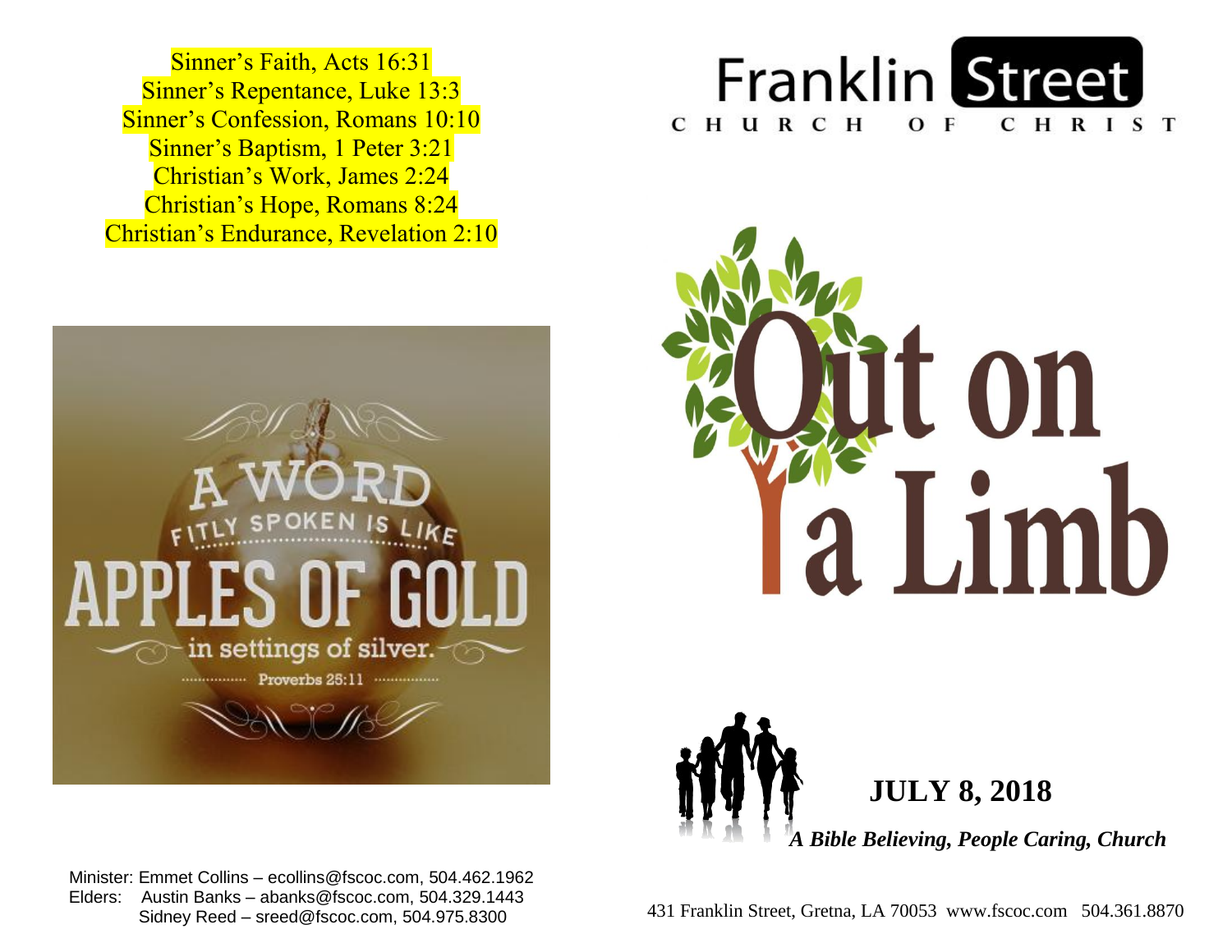Sinner's Faith, Acts 16:31
Sinner's Repentance, Luke 13:3
Sinner's Confession, Romans 10:10
Sinner's Baptism, 1 Peter 3:21
Christian's Work, James 2:24
Christian's Hope, Romans 8:24
Christian's Endurance, Revelation 2:10

A WORD FITLY SPOKEN IS LIKE APPLES OF GOLD in settings of silver.
Proverbs 25:11

Minister: Emmet Collins – ecollins@fscoc.com, 504.462.1962
Elders: Austin Banks – abanks@fscoc.com, 504.329.1443
Sidney Reed – sreed@fscoc.com, 504.975.8300

# Franklin Street
## CHURCH OF CHRIST

# Out on a Limb

**JULY 8, 2018**

***A Bible Believing, People Caring, Church***

431 Franklin Street, Gretna, LA 70053 www.fscoc.com 504.361.8870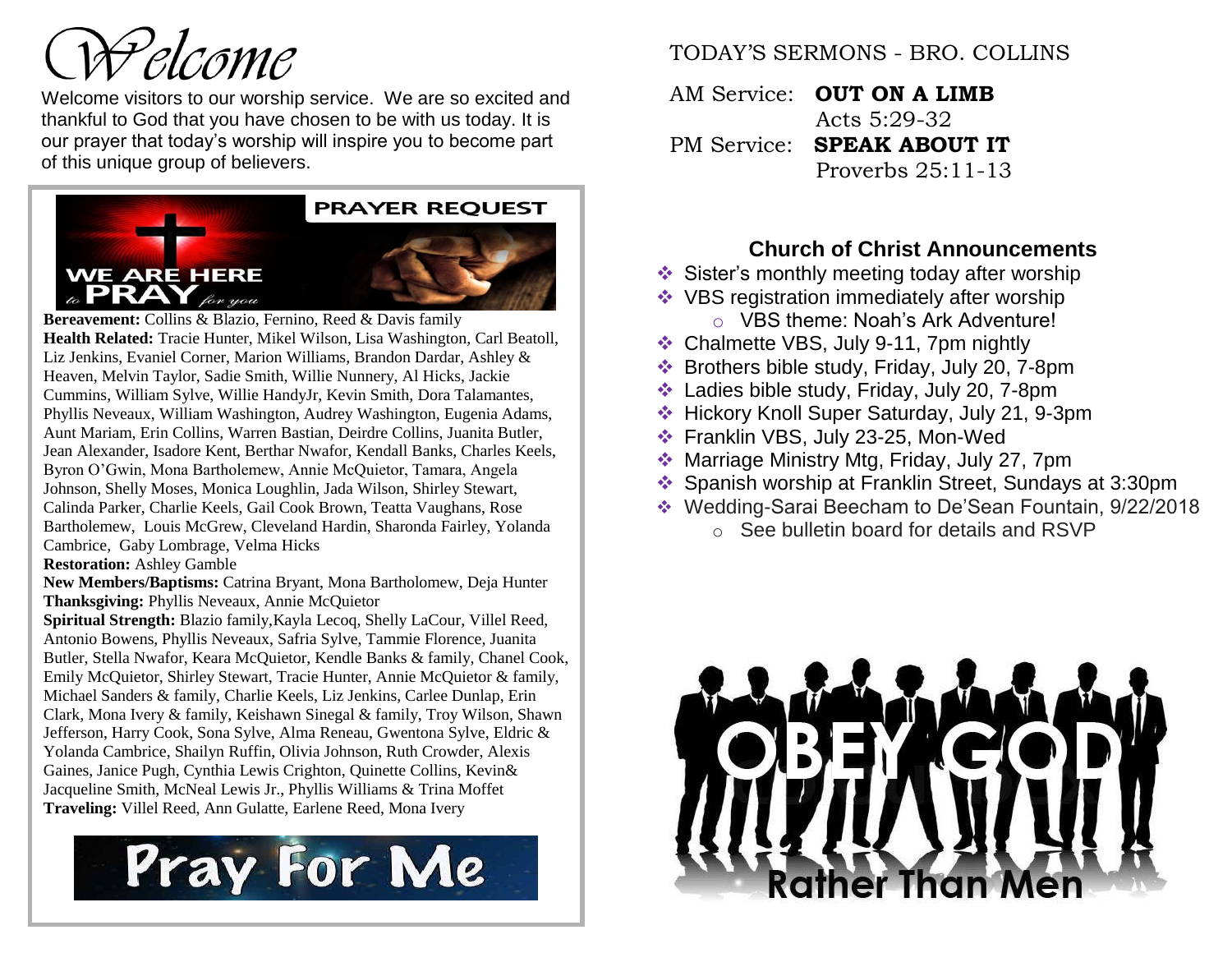# Welcome

Welcome visitors to our worship service. We are so excited and thankful to God that you have chosen to be with us today. It is our prayer that today's worship will inspire you to become part of this unique group of believers.

PRAYER REQUEST

WE ARE HERE to PRAY for you

**Bereavement:** Collins & Blazio, Fernino, Reed & Davis family

**Health Related:** Tracie Hunter, Mikel Wilson, Lisa Washington, Carl Beatoll, Liz Jenkins, Evaniel Corner, Marion Williams, Brandon Dardar, Ashley & Heaven, Melvin Taylor, Sadie Smith, Willie Nunnery, Al Hicks, Jackie Cummins, William Sylve, Willie HandyJr, Kevin Smith, Dora Talamantes, Phyllis Neveaux, William Washington, Audrey Washington, Eugenia Adams, Aunt Mariam, Erin Collins, Warren Bastian, Deirdre Collins, Juanita Butler, Jean Alexander, Isadore Kent, Berthar Nwafor, Kendall Banks, Charles Keels, Byron O'Gwin, Mona Bartholemew, Annie McQuietor, Tamara, Angela Johnson, Shelly Moses, Monica Loughlin, Jada Wilson, Shirley Stewart, Calinda Parker, Charlie Keels, Gail Cook Brown, Teatta Vaughans, Rose Bartholemew, Louis McGrew, Cleveland Hardin, Sharonda Fairley, Yolanda Cambrice, Gaby Lombrage, Velma Hicks

**Restoration:** Ashley Gamble

**New Members/Baptisms:** Catrina Bryant, Mona Bartholomew, Deja Hunter

**Thanksgiving:** Phyllis Neveaux, Annie McQuietor

**Spiritual Strength:** Blazio family,Kayla Lecoq, Shelly LaCour, Villel Reed, Antonio Bowens, Phyllis Neveaux, Safria Sylve, Tammie Florence, Juanita Butler, Stella Nwafor, Keara McQuietor, Kendle Banks & family, Chanel Cook, Emily McQuietor, Shirley Stewart, Tracie Hunter, Annie McQuietor & family, Michael Sanders & family, Charlie Keels, Liz Jenkins, Carlee Dunlap, Erin Clark, Mona Ivery & family, Keishawn Sinegal & family, Troy Wilson, Shawn Jefferson, Harry Cook, Sona Sylve, Alma Reneau, Gwentona Sylve, Eldric & Yolanda Cambrice, Shailyn Ruffin, Olivia Johnson, Ruth Crowder, Alexis Gaines, Janice Pugh, Cynthia Lewis Crighton, Quinette Collins, Kevin& Jacqueline Smith, McNeal Lewis Jr., Phyllis Williams & Trina Moffet

**Traveling:** Villel Reed, Ann Gulatte, Earlene Reed, Mona Ivery

Pray For Me

TODAY'S SERMONS - BRO. COLLINS

AM Service: **OUT ON A LIMB**
Acts 5:29-32

PM Service: **SPEAK ABOUT IT**
Proverbs 25:11-13

## Church of Christ Announcements

- Sister's monthly meeting today after worship
- VBS registration immediately after worship
  - VBS theme: Noah's Ark Adventure!
- Chalmette VBS, July 9-11, 7pm nightly
- Brothers bible study, Friday, July 20, 7-8pm
- Ladies bible study, Friday, July 20, 7-8pm
- Hickory Knoll Super Saturday, July 21, 9-3pm
- Franklin VBS, July 23-25, Mon-Wed
- Marriage Ministry Mtg, Friday, July 27, 7pm
- Spanish worship at Franklin Street, Sundays at 3:30pm
- Wedding-Sarai Beecham to De'Sean Fountain, 9/22/2018
  - See bulletin board for details and RSVP

OBEY GOD

Rather Than Men